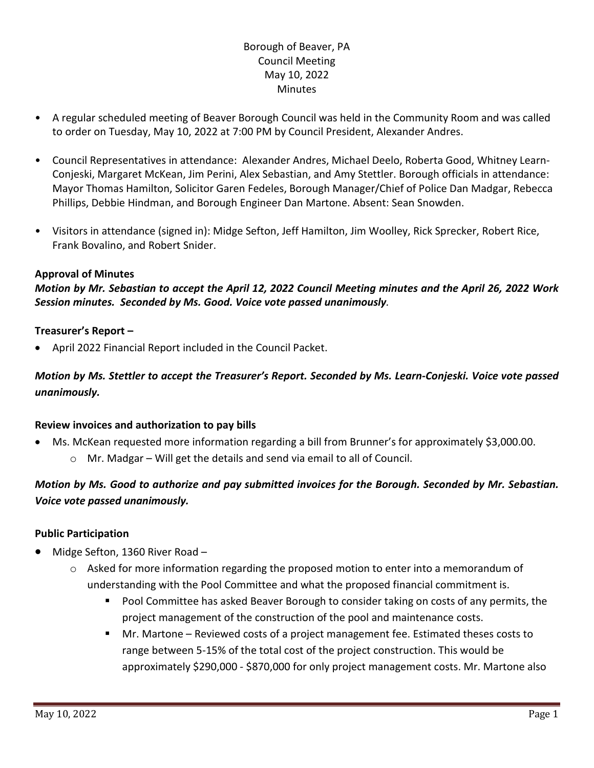# Borough of Beaver, PA
# Council Meeting
# May 10, 2022
# Minutes

- A regular scheduled meeting of Beaver Borough Council was held in the Community Room and was called to order on Tuesday, May 10, 2022 at 7:00 PM by Council President, Alexander Andres.

- Council Representatives in attendance: Alexander Andres, Michael Deelo, Roberta Good, Whitney Learn-Conjeski, Margaret McKean, Jim Perini, Alex Sebastian, and Amy Stettler. Borough officials in attendance: Mayor Thomas Hamilton, Solicitor Garen Fedeles, Borough Manager/Chief of Police Dan Madgar, Rebecca Phillips, Debbie Hindman, and Borough Engineer Dan Martone. Absent: Sean Snowden.

- Visitors in attendance (signed in): Midge Sefton, Jeff Hamilton, Jim Woolley, Rick Sprecker, Robert Rice, Frank Bovalino, and Robert Snider.

**Approval of Minutes**

***Motion by Mr. Sebastian to accept the April 12, 2022 Council Meeting minutes and the April 26, 2022 Work Session minutes. Seconded by Ms. Good. Voice vote passed unanimously.***

**Treasurer's Report –**

- April 2022 Financial Report included in the Council Packet.

***Motion by Ms. Stettler to accept the Treasurer's Report. Seconded by Ms. Learn-Conjeski. Voice vote passed unanimously.***

**Review invoices and authorization to pay bills**

- Ms. McKean requested more information regarding a bill from Brunner's for approximately $3,000.00.
  - Mr. Madgar – Will get the details and send via email to all of Council.

***Motion by Ms. Good to authorize and pay submitted invoices for the Borough. Seconded by Mr. Sebastian. Voice vote passed unanimously.***

**Public Participation**

- Midge Sefton, 1360 River Road –
  - Asked for more information regarding the proposed motion to enter into a memorandum of understanding with the Pool Committee and what the proposed financial commitment is.
    - Pool Committee has asked Beaver Borough to consider taking on costs of any permits, the project management of the construction of the pool and maintenance costs.
    - Mr. Martone – Reviewed costs of a project management fee. Estimated theses costs to range between 5-15% of the total cost of the project construction. This would be approximately $290,000 - $870,000 for only project management costs. Mr. Martone also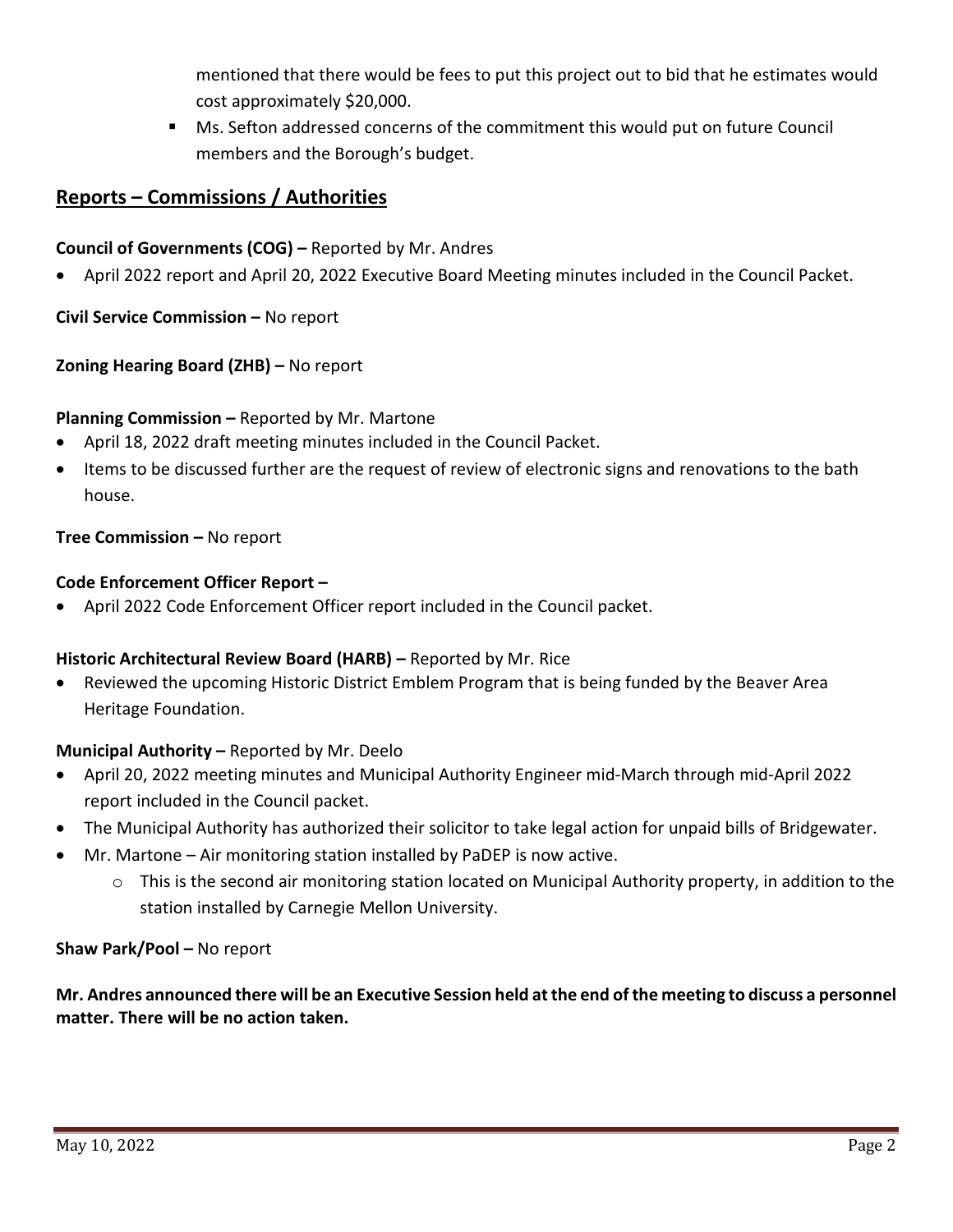mentioned that there would be fees to put this project out to bid that he estimates would cost approximately $20,000.

- Ms. Sefton addressed concerns of the commitment this would put on future Council members and the Borough's budget.

## Reports – Commissions / Authorities

**Council of Governments (COG) –** Reported by Mr. Andres

- April 2022 report and April 20, 2022 Executive Board Meeting minutes included in the Council Packet.

**Civil Service Commission –** No report

**Zoning Hearing Board (ZHB) –** No report

**Planning Commission –** Reported by Mr. Martone

- April 18, 2022 draft meeting minutes included in the Council Packet.
- Items to be discussed further are the request of review of electronic signs and renovations to the bath house.

**Tree Commission –** No report

**Code Enforcement Officer Report –**

- April 2022 Code Enforcement Officer report included in the Council packet.

**Historic Architectural Review Board (HARB) –** Reported by Mr. Rice

- Reviewed the upcoming Historic District Emblem Program that is being funded by the Beaver Area Heritage Foundation.

**Municipal Authority –** Reported by Mr. Deelo

- April 20, 2022 meeting minutes and Municipal Authority Engineer mid-March through mid-April 2022 report included in the Council packet.
- The Municipal Authority has authorized their solicitor to take legal action for unpaid bills of Bridgewater.
- Mr. Martone – Air monitoring station installed by PaDEP is now active.
  - This is the second air monitoring station located on Municipal Authority property, in addition to the station installed by Carnegie Mellon University.

**Shaw Park/Pool –** No report

**Mr. Andres announced there will be an Executive Session held at the end of the meeting to discuss a personnel matter. There will be no action taken.**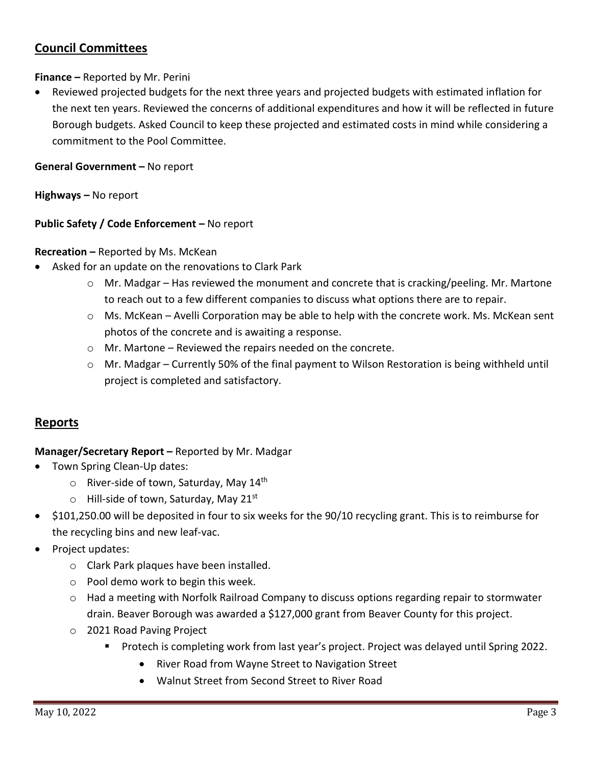## Council Committees

**Finance –** Reported by Mr. Perini

- Reviewed projected budgets for the next three years and projected budgets with estimated inflation for the next ten years. Reviewed the concerns of additional expenditures and how it will be reflected in future Borough budgets. Asked Council to keep these projected and estimated costs in mind while considering a commitment to the Pool Committee.

**General Government –** No report

**Highways –** No report

**Public Safety / Code Enforcement –** No report

**Recreation –** Reported by Ms. McKean

- Asked for an update on the renovations to Clark Park
    - Mr. Madgar – Has reviewed the monument and concrete that is cracking/peeling. Mr. Martone to reach out to a few different companies to discuss what options there are to repair.
    - Ms. McKean – Avelli Corporation may be able to help with the concrete work. Ms. McKean sent photos of the concrete and is awaiting a response.
    - Mr. Martone – Reviewed the repairs needed on the concrete.
    - Mr. Madgar – Currently 50% of the final payment to Wilson Restoration is being withheld until project is completed and satisfactory.

## Reports

**Manager/Secretary Report –** Reported by Mr. Madgar

- Town Spring Clean-Up dates:
    - River-side of town, Saturday, May 14th
    - Hill-side of town, Saturday, May 21st
- $101,250.00 will be deposited in four to six weeks for the 90/10 recycling grant. This is to reimburse for the recycling bins and new leaf-vac.
- Project updates:
    - Clark Park plaques have been installed.
    - Pool demo work to begin this week.
    - Had a meeting with Norfolk Railroad Company to discuss options regarding repair to stormwater drain. Beaver Borough was awarded a $127,000 grant from Beaver County for this project.
    - 2021 Road Paving Project
        - Protech is completing work from last year's project. Project was delayed until Spring 2022.
            - River Road from Wayne Street to Navigation Street
            - Walnut Street from Second Street to River Road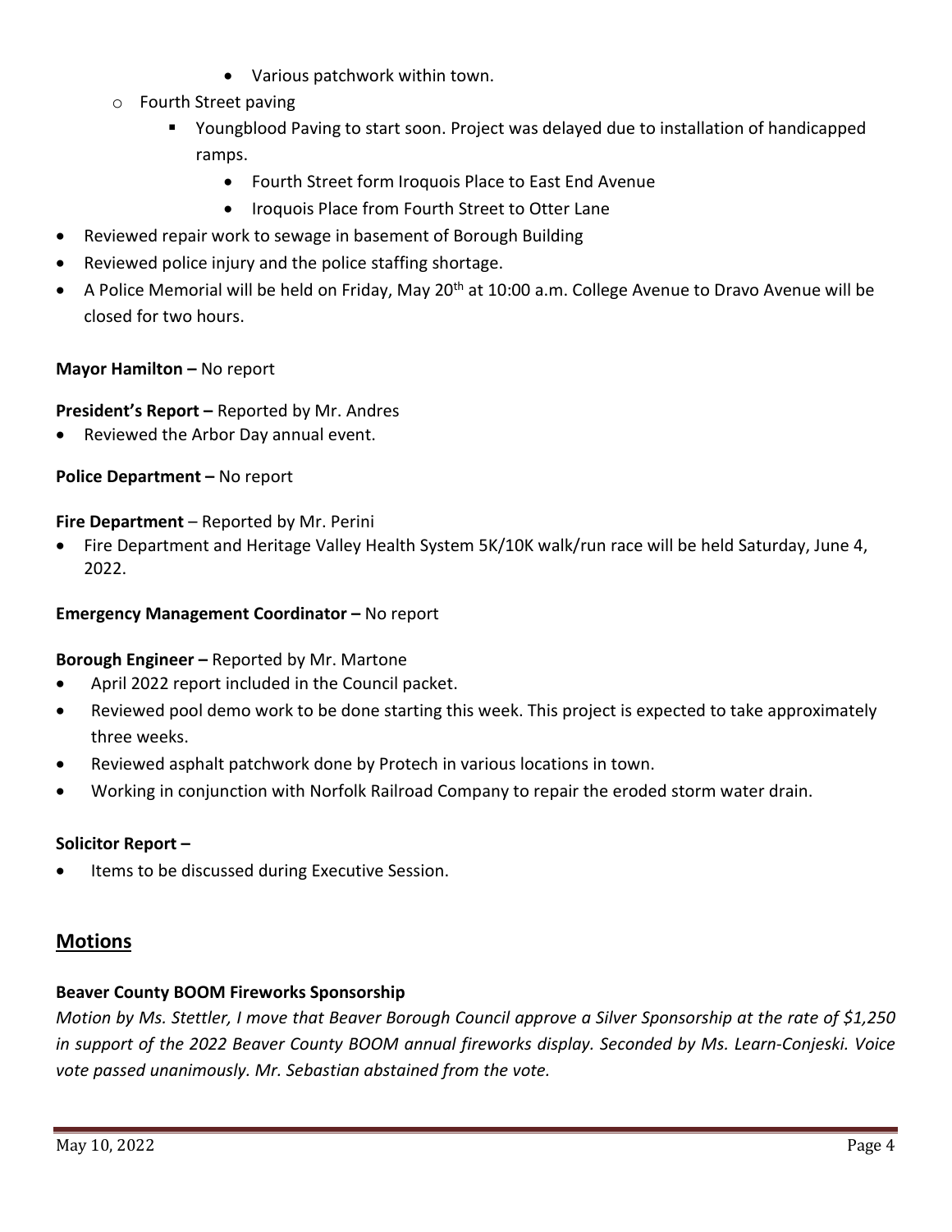- Various patchwork within town.
    - Fourth Street paving
        - Youngblood Paving to start soon. Project was delayed due to installation of handicapped ramps.
            - Fourth Street form Iroquois Place to East End Avenue
            - Iroquois Place from Fourth Street to Otter Lane
- Reviewed repair work to sewage in basement of Borough Building
- Reviewed police injury and the police staffing shortage.
- A Police Memorial will be held on Friday, May 20th at 10:00 a.m. College Avenue to Dravo Avenue will be closed for two hours.

**Mayor Hamilton –** No report

**President's Report –** Reported by Mr. Andres

- Reviewed the Arbor Day annual event.

**Police Department –** No report

**Fire Department** – Reported by Mr. Perini

- Fire Department and Heritage Valley Health System 5K/10K walk/run race will be held Saturday, June 4, 2022.

**Emergency Management Coordinator –** No report

**Borough Engineer –** Reported by Mr. Martone

- April 2022 report included in the Council packet.
- Reviewed pool demo work to be done starting this week. This project is expected to take approximately three weeks.
- Reviewed asphalt patchwork done by Protech in various locations in town.
- Working in conjunction with Norfolk Railroad Company to repair the eroded storm water drain.

**Solicitor Report –**

- Items to be discussed during Executive Session.

## Motions

**Beaver County BOOM Fireworks Sponsorship**

*Motion by Ms. Stettler, I move that Beaver Borough Council approve a Silver Sponsorship at the rate of $1,250 in support of the 2022 Beaver County BOOM annual fireworks display. Seconded by Ms. Learn-Conjeski. Voice vote passed unanimously. Mr. Sebastian abstained from the vote.*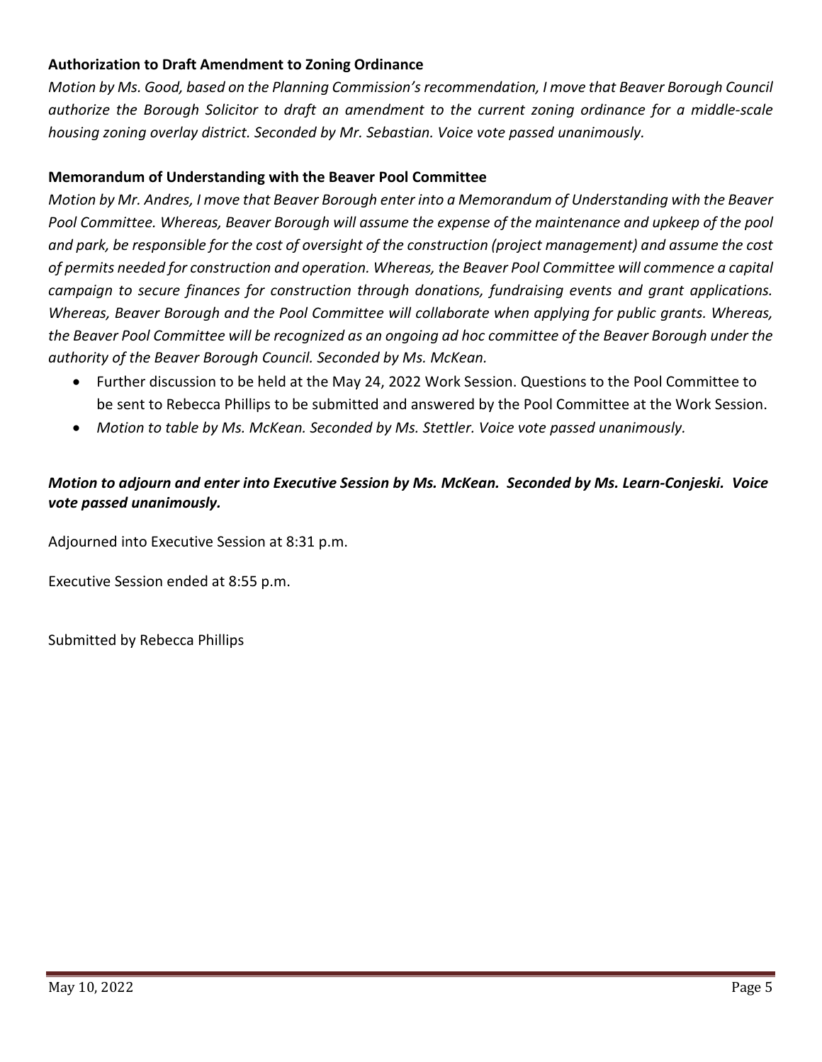**Authorization to Draft Amendment to Zoning Ordinance**

*Motion by Ms. Good, based on the Planning Commission's recommendation, I move that Beaver Borough Council authorize the Borough Solicitor to draft an amendment to the current zoning ordinance for a middle-scale housing zoning overlay district. Seconded by Mr. Sebastian. Voice vote passed unanimously.*

**Memorandum of Understanding with the Beaver Pool Committee**

*Motion by Mr. Andres, I move that Beaver Borough enter into a Memorandum of Understanding with the Beaver Pool Committee. Whereas, Beaver Borough will assume the expense of the maintenance and upkeep of the pool and park, be responsible for the cost of oversight of the construction (project management) and assume the cost of permits needed for construction and operation. Whereas, the Beaver Pool Committee will commence a capital campaign to secure finances for construction through donations, fundraising events and grant applications. Whereas, Beaver Borough and the Pool Committee will collaborate when applying for public grants. Whereas, the Beaver Pool Committee will be recognized as an ongoing ad hoc committee of the Beaver Borough under the authority of the Beaver Borough Council. Seconded by Ms. McKean.*

- Further discussion to be held at the May 24, 2022 Work Session. Questions to the Pool Committee to be sent to Rebecca Phillips to be submitted and answered by the Pool Committee at the Work Session.
- *Motion to table by Ms. McKean. Seconded by Ms. Stettler. Voice vote passed unanimously.*

***Motion to adjourn and enter into Executive Session by Ms. McKean. Seconded by Ms. Learn-Conjeski. Voice vote passed unanimously.***

Adjourned into Executive Session at 8:31 p.m.

Executive Session ended at 8:55 p.m.

Submitted by Rebecca Phillips